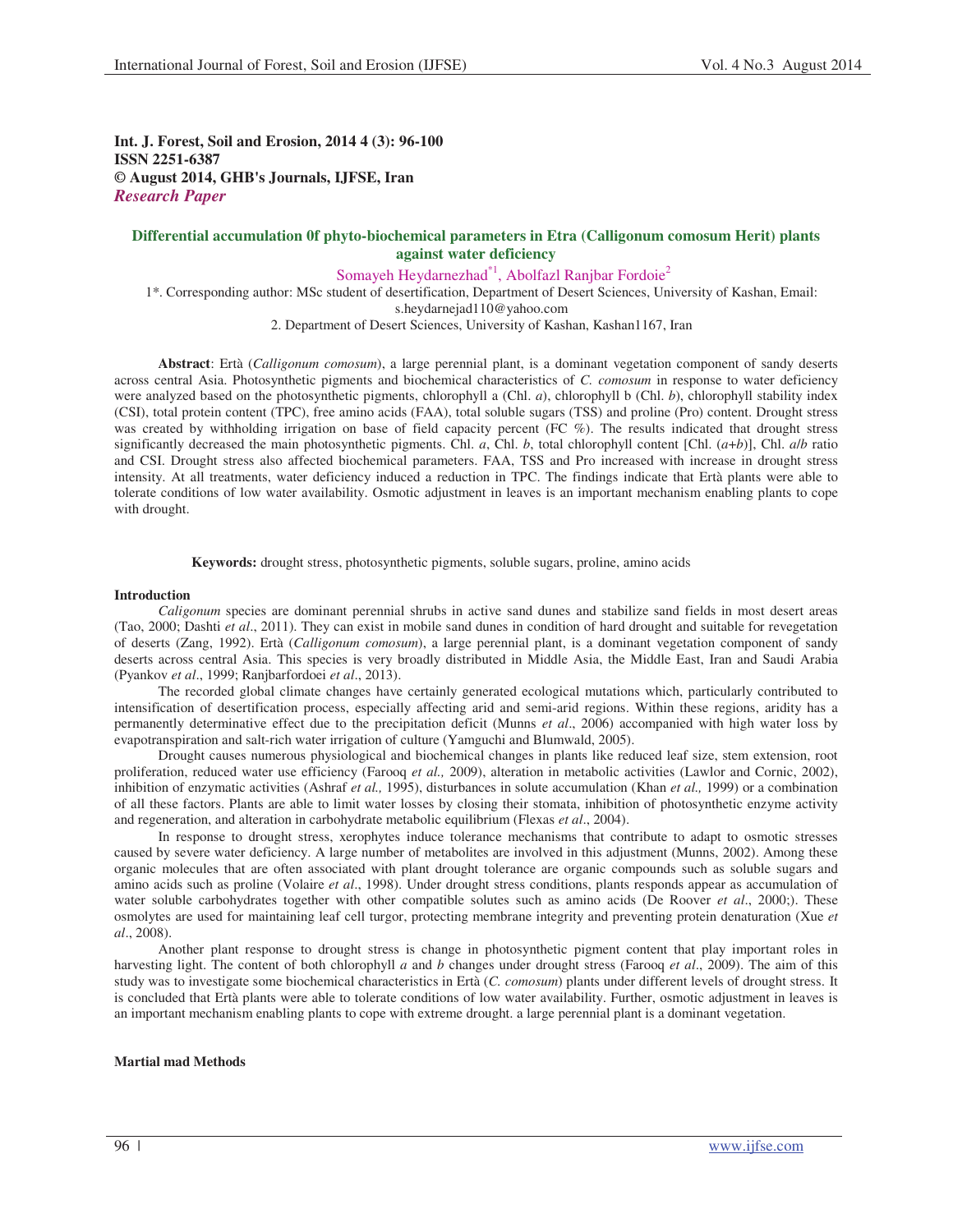**Int. J. Forest, Soil and Erosion, 2014 4 (3): 96-100**
**ISSN 2251-6387**
**© August 2014, GHB's Journals, IJFSE, Iran**
***Research Paper***

# Differential accumulation 0f phyto-biochemical parameters in Etra (Calligonum comosum Herit) plants against water deficiency

Somayeh Heydarnezhad[*1], Abolfazl Ranjbar Fordoie[2]

1*. Corresponding author: MSc student of desertification, Department of Desert Sciences, University of Kashan, Email: s.heydarnejad110@yahoo.com

2. Department of Desert Sciences, University of Kashan, Kashan1167, Iran

**Abstract**: Ertà (*Calligonum comosum*), a large perennial plant, is a dominant vegetation component of sandy deserts across central Asia. Photosynthetic pigments and biochemical characteristics of *C. comosum* in response to water deficiency were analyzed based on the photosynthetic pigments, chlorophyll a (Chl. *a*), chlorophyll b (Chl. *b*), chlorophyll stability index (CSI), total protein content (TPC), free amino acids (FAA), total soluble sugars (TSS) and proline (Pro) content. Drought stress was created by withholding irrigation on base of field capacity percent (FC %). The results indicated that drought stress significantly decreased the main photosynthetic pigments. Chl. *a*, Chl. *b*, total chlorophyll content [Chl. (*a*+*b*)], Chl. *a*/*b* ratio and CSI. Drought stress also affected biochemical parameters. FAA, TSS and Pro increased with increase in drought stress intensity. At all treatments, water deficiency induced a reduction in TPC. The findings indicate that Ertà plants were able to tolerate conditions of low water availability. Osmotic adjustment in leaves is an important mechanism enabling plants to cope with drought.

**Keywords:** drought stress, photosynthetic pigments, soluble sugars, proline, amino acids

## Introduction

*Caligonum* species are dominant perennial shrubs in active sand dunes and stabilize sand fields in most desert areas (Tao, 2000; Dashti *et al*., 2011). They can exist in mobile sand dunes in condition of hard drought and suitable for revegetation of deserts (Zang, 1992). Ertà (*Calligonum comosum*), a large perennial plant, is a dominant vegetation component of sandy deserts across central Asia. This species is very broadly distributed in Middle Asia, the Middle East, Iran and Saudi Arabia (Pyankov *et al*., 1999; Ranjbarfordoei *et al*., 2013).

The recorded global climate changes have certainly generated ecological mutations which, particularly contributed to intensification of desertification process, especially affecting arid and semi-arid regions. Within these regions, aridity has a permanently determinative effect due to the precipitation deficit (Munns *et al*., 2006) accompanied with high water loss by evapotranspiration and salt-rich water irrigation of culture (Yamguchi and Blumwald, 2005).

Drought causes numerous physiological and biochemical changes in plants like reduced leaf size, stem extension, root proliferation, reduced water use efficiency (Farooq *et al.,* 2009), alteration in metabolic activities (Lawlor and Cornic, 2002), inhibition of enzymatic activities (Ashraf *et al.,* 1995), disturbances in solute accumulation (Khan *et al.,* 1999) or a combination of all these factors. Plants are able to limit water losses by closing their stomata, inhibition of photosynthetic enzyme activity and regeneration, and alteration in carbohydrate metabolic equilibrium (Flexas *et al*., 2004).

In response to drought stress, xerophytes induce tolerance mechanisms that contribute to adapt to osmotic stresses caused by severe water deficiency. A large number of metabolites are involved in this adjustment (Munns, 2002). Among these organic molecules that are often associated with plant drought tolerance are organic compounds such as soluble sugars and amino acids such as proline (Volaire *et al*., 1998). Under drought stress conditions, plants responds appear as accumulation of water soluble carbohydrates together with other compatible solutes such as amino acids (De Roover *et al*., 2000;). These osmolytes are used for maintaining leaf cell turgor, protecting membrane integrity and preventing protein denaturation (Xue *et al*., 2008).

Another plant response to drought stress is change in photosynthetic pigment content that play important roles in harvesting light. The content of both chlorophyll *a* and *b* changes under drought stress (Farooq *et al*., 2009). The aim of this study was to investigate some biochemical characteristics in Ertà (*C. comosum*) plants under different levels of drought stress. It is concluded that Ertà plants were able to tolerate conditions of low water availability. Further, osmotic adjustment in leaves is an important mechanism enabling plants to cope with extreme drought. a large perennial plant is a dominant vegetation.

## Martial mad Methods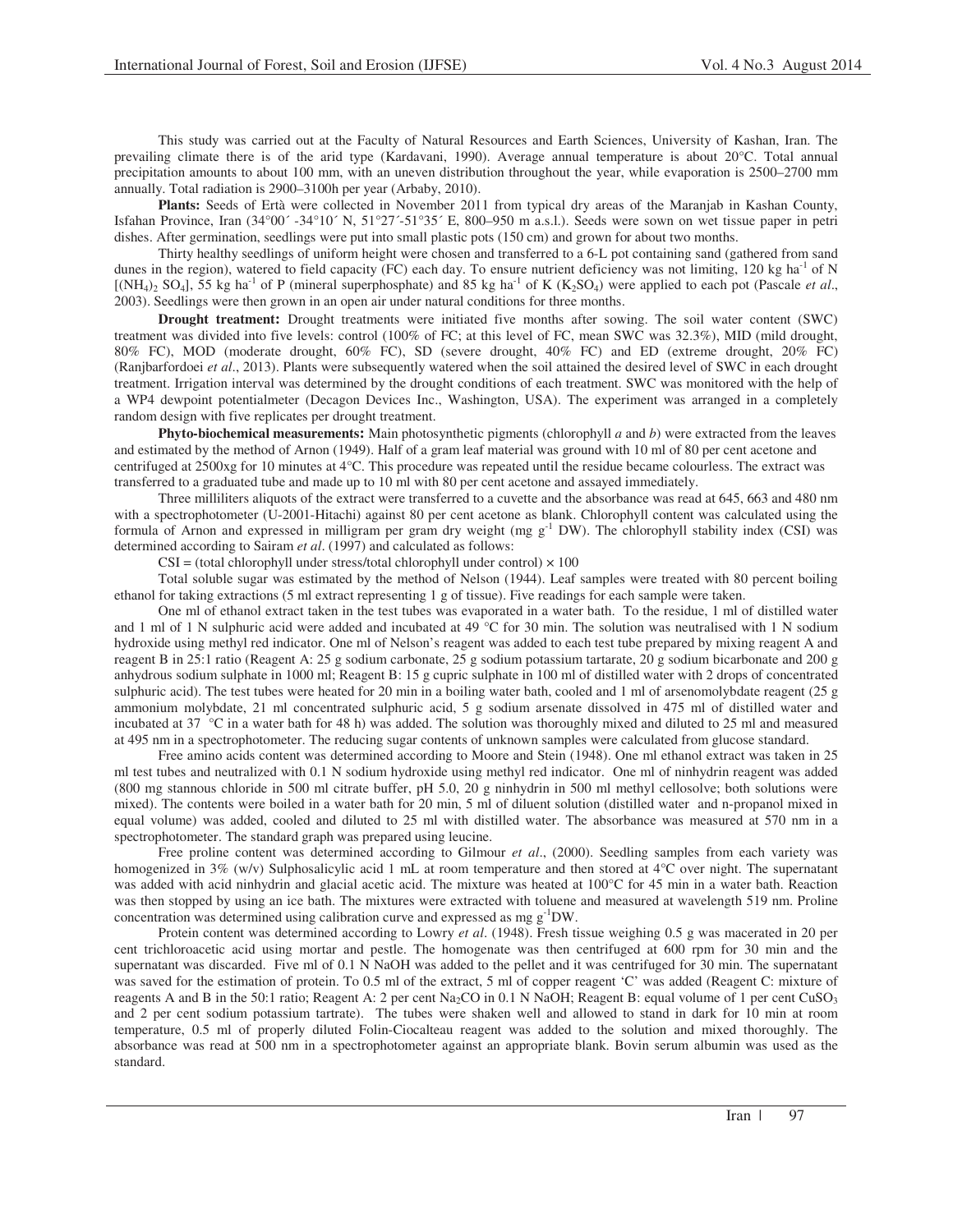This study was carried out at the Faculty of Natural Resources and Earth Sciences, University of Kashan, Iran. The prevailing climate there is of the arid type (Kardavani, 1990). Average annual temperature is about 20°C. Total annual precipitation amounts to about 100 mm, with an uneven distribution throughout the year, while evaporation is 2500–2700 mm annually. Total radiation is 2900–3100h per year (Arbaby, 2010).

**Plants:** Seeds of Ertà were collected in November 2011 from typical dry areas of the Maranjab in Kashan County, Isfahan Province, Iran (34°00´ -34°10´ N, 51°27´-51°35´ E, 800–950 m a.s.l.). Seeds were sown on wet tissue paper in petri dishes. After germination, seedlings were put into small plastic pots (150 cm) and grown for about two months.

Thirty healthy seedlings of uniform height were chosen and transferred to a 6-L pot containing sand (gathered from sand dunes in the region), watered to field capacity (FC) each day. To ensure nutrient deficiency was not limiting, 120 kg ha$^{-1}$ of N [$(NH_4)_2 SO_4$], 55 kg ha$^{-1}$ of P (mineral superphosphate) and 85 kg ha$^{-1}$ of K ($K_2SO_4$) were applied to each pot (Pascale *et al*., 2003). Seedlings were then grown in an open air under natural conditions for three months.

**Drought treatment:** Drought treatments were initiated five months after sowing. The soil water content (SWC) treatment was divided into five levels: control (100% of FC; at this level of FC, mean SWC was 32.3%), MID (mild drought, 80% FC), MOD (moderate drought, 60% FC), SD (severe drought, 40% FC) and ED (extreme drought, 20% FC) (Ranjbarfordoei *et al*., 2013). Plants were subsequently watered when the soil attained the desired level of SWC in each drought treatment. Irrigation interval was determined by the drought conditions of each treatment. SWC was monitored with the help of a WP4 dewpoint potentialmeter (Decagon Devices Inc., Washington, USA). The experiment was arranged in a completely random design with five replicates per drought treatment.

**Phyto-biochemical measurements:** Main photosynthetic pigments (chlorophyll *a* and *b*) were extracted from the leaves and estimated by the method of Arnon (1949). Half of a gram leaf material was ground with 10 ml of 80 per cent acetone and centrifuged at 2500xg for 10 minutes at 4°C. This procedure was repeated until the residue became colourless. The extract was transferred to a graduated tube and made up to 10 ml with 80 per cent acetone and assayed immediately.

Three milliliters aliquots of the extract were transferred to a cuvette and the absorbance was read at 645, 663 and 480 nm with a spectrophotometer (U-2001-Hitachi) against 80 per cent acetone as blank. Chlorophyll content was calculated using the formula of Arnon and expressed in milligram per gram dry weight (mg g$^{-1}$ DW). The chlorophyll stability index (CSI) was determined according to Sairam *et al*. (1997) and calculated as follows:

$$CSI = (\text{total chlorophyll under stress}/\text{total chlorophyll under control}) \times 100$$

Total soluble sugar was estimated by the method of Nelson (1944). Leaf samples were treated with 80 percent boiling ethanol for taking extractions (5 ml extract representing 1 g of tissue). Five readings for each sample were taken.

One ml of ethanol extract taken in the test tubes was evaporated in a water bath. To the residue, 1 ml of distilled water and 1 ml of 1 N sulphuric acid were added and incubated at 49 °C for 30 min. The solution was neutralised with 1 N sodium hydroxide using methyl red indicator. One ml of Nelson's reagent was added to each test tube prepared by mixing reagent A and reagent B in 25:1 ratio (Reagent A: 25 g sodium carbonate, 25 g sodium potassium tartarate, 20 g sodium bicarbonate and 200 g anhydrous sodium sulphate in 1000 ml; Reagent B: 15 g cupric sulphate in 100 ml of distilled water with 2 drops of concentrated sulphuric acid). The test tubes were heated for 20 min in a boiling water bath, cooled and 1 ml of arsenomolybdate reagent (25 g ammonium molybdate, 21 ml concentrated sulphuric acid, 5 g sodium arsenate dissolved in 475 ml of distilled water and incubated at 37 °C in a water bath for 48 h) was added. The solution was thoroughly mixed and diluted to 25 ml and measured at 495 nm in a spectrophotometer. The reducing sugar contents of unknown samples were calculated from glucose standard.

Free amino acids content was determined according to Moore and Stein (1948). One ml ethanol extract was taken in 25 ml test tubes and neutralized with 0.1 N sodium hydroxide using methyl red indicator. One ml of ninhydrin reagent was added (800 mg stannous chloride in 500 ml citrate buffer, pH 5.0, 20 g ninhydrin in 500 ml methyl cellosolve; both solutions were mixed). The contents were boiled in a water bath for 20 min, 5 ml of diluent solution (distilled water and n-propanol mixed in equal volume) was added, cooled and diluted to 25 ml with distilled water. The absorbance was measured at 570 nm in a spectrophotometer. The standard graph was prepared using leucine.

Free proline content was determined according to Gilmour *et al*., (2000). Seedling samples from each variety was homogenized in 3% (w/v) Sulphosalicylic acid 1 mL at room temperature and then stored at 4°C over night. The supernatant was added with acid ninhydrin and glacial acetic acid. The mixture was heated at 100°C for 45 min in a water bath. Reaction was then stopped by using an ice bath. The mixtures were extracted with toluene and measured at wavelength 519 nm. Proline concentration was determined using calibration curve and expressed as mg g$^{-1}$DW.

Protein content was determined according to Lowry *et al*. (1948). Fresh tissue weighing 0.5 g was macerated in 20 per cent trichloroacetic acid using mortar and pestle. The homogenate was then centrifuged at 600 rpm for 30 min and the supernatant was discarded. Five ml of 0.1 N NaOH was added to the pellet and it was centrifuged for 30 min. The supernatant was saved for the estimation of protein. To 0.5 ml of the extract, 5 ml of copper reagent 'C' was added (Reagent C: mixture of reagents A and B in the 50:1 ratio; Reagent A: 2 per cent $Na_2CO$ in 0.1 N NaOH; Reagent B: equal volume of 1 per cent $CuSO_3$ and 2 per cent sodium potassium tartrate). The tubes were shaken well and allowed to stand in dark for 10 min at room temperature, 0.5 ml of properly diluted Folin-Ciocalteau reagent was added to the solution and mixed thoroughly. The absorbance was read at 500 nm in a spectrophotometer against an appropriate blank. Bovin serum albumin was used as the standard.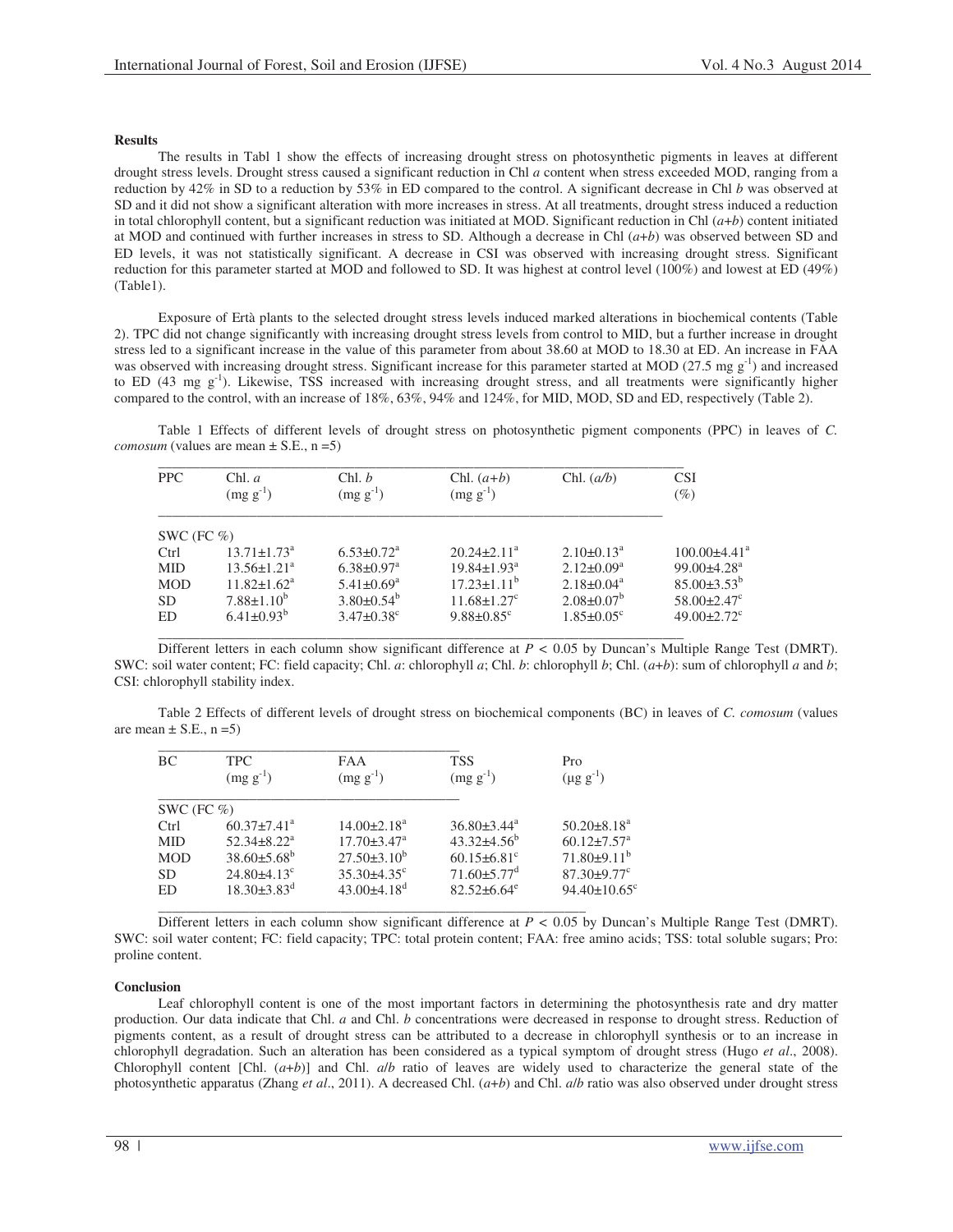### Results

The results in Tabl 1 show the effects of increasing drought stress on photosynthetic pigments in leaves at different drought stress levels. Drought stress caused a significant reduction in Chl *a* content when stress exceeded MOD, ranging from a reduction by 42% in SD to a reduction by 53% in ED compared to the control. A significant decrease in Chl *b* was observed at SD and it did not show a significant alteration with more increases in stress. At all treatments, drought stress induced a reduction in total chlorophyll content, but a significant reduction was initiated at MOD. Significant reduction in Chl (*a*+*b*) content initiated at MOD and continued with further increases in stress to SD. Although a decrease in Chl (*a*+*b*) was observed between SD and ED levels, it was not statistically significant. A decrease in CSI was observed with increasing drought stress. Significant reduction for this parameter started at MOD and followed to SD. It was highest at control level (100%) and lowest at ED (49%) (Table1).

Exposure of Ertà plants to the selected drought stress levels induced marked alterations in biochemical contents (Table 2). TPC did not change significantly with increasing drought stress levels from control to MID, but a further increase in drought stress led to a significant increase in the value of this parameter from about 38.60 at MOD to 18.30 at ED. An increase in FAA was observed with increasing drought stress. Significant increase for this parameter started at MOD (27.5 mg $g^{-1}$) and increased to ED (43 mg $g^{-1}$). Likewise, TSS increased with increasing drought stress, and all treatments were significantly higher compared to the control, with an increase of 18%, 63%, 94% and 124%, for MID, MOD, SD and ED, respectively (Table 2).

Table 1 Effects of different levels of drought stress on photosynthetic pigment components (PPC) in leaves of *C. comosum* (values are mean ± S.E., n =5)

| PPC | Chl. *a* (mg $g^{-1}$) | Chl. *b* (mg $g^{-1}$) | Chl. (*a*+*b*) (mg $g^{-1}$) | Chl. (*a*/*b*) | CSI (%) |
|---|---|---|---|---|---|
| SWC (FC %) | | | | | |
| Ctrl | 13.71±1.73[a] | 6.53±0.72[a] | 20.24±2.11[a] | 2.10±0.13[a] | 100.00±4.41[a] |
| MID | 13.56±1.21[a] | 6.38±0.97[a] | 19.84±1.93[a] | 2.12±0.09[a] | 99.00±4.28[a] |
| MOD | 11.82±1.62[a] | 5.41±0.69[a] | 17.23±1.11[b] | 2.18±0.04[a] | 85.00±3.53[b] |
| SD | 7.88±1.10[b] | 3.80±0.54[b] | 11.68±1.27[c] | 2.08±0.07[b] | 58.00±2.47[c] |
| ED | 6.41±0.93[b] | 3.47±0.38[c] | 9.88±0.85[c] | 1.85±0.05[c] | 49.00±2.72[c] |

Different letters in each column show significant difference at $P < 0.05$ by Duncan's Multiple Range Test (DMRT). SWC: soil water content; FC: field capacity; Chl. *a*: chlorophyll *a*; Chl. *b*: chlorophyll *b*; Chl. (*a*+*b*): sum of chlorophyll *a* and *b*; CSI: chlorophyll stability index.

Table 2 Effects of different levels of drought stress on biochemical components (BC) in leaves of *C. comosum* (values are mean ± S.E., n =5)

| BC | TPC (mg $g^{-1}$) | FAA (mg $g^{-1}$) | TSS (mg $g^{-1}$) | Pro (μg $g^{-1}$) |
|---|---|---|---|---|
| SWC (FC %) | | | | |
| Ctrl | 60.37±7.41[a] | 14.00±2.18[a] | 36.80±3.44[a] | 50.20±8.18[a] |
| MID | 52.34±8.22[a] | 17.70±3.47[a] | 43.32±4.56[b] | 60.12±7.57[a] |
| MOD | 38.60±5.68[b] | 27.50±3.10[b] | 60.15±6.81[c] | 71.80±9.11[b] |
| SD | 24.80±4.13[c] | 35.30±4.35[c] | 71.60±5.77[d] | 87.30±9.77[c] |
| ED | 18.30±3.83[d] | 43.00±4.18[d] | 82.52±6.64[e] | 94.40±10.65[c] |

Different letters in each column show significant difference at $P < 0.05$ by Duncan's Multiple Range Test (DMRT). SWC: soil water content; FC: field capacity; TPC: total protein content; FAA: free amino acids; TSS: total soluble sugars; Pro: proline content.

### Conclusion

Leaf chlorophyll content is one of the most important factors in determining the photosynthesis rate and dry matter production. Our data indicate that Chl. *a* and Chl. *b* concentrations were decreased in response to drought stress. Reduction of pigments content, as a result of drought stress can be attributed to a decrease in chlorophyll synthesis or to an increase in chlorophyll degradation. Such an alteration has been considered as a typical symptom of drought stress (Hugo *et al*., 2008). Chlorophyll content [Chl. (*a*+*b*)] and Chl. *a*/*b* ratio of leaves are widely used to characterize the general state of the photosynthetic apparatus (Zhang *et al*., 2011). A decreased Chl. (*a*+*b*) and Chl. *a*/*b* ratio was also observed under drought stress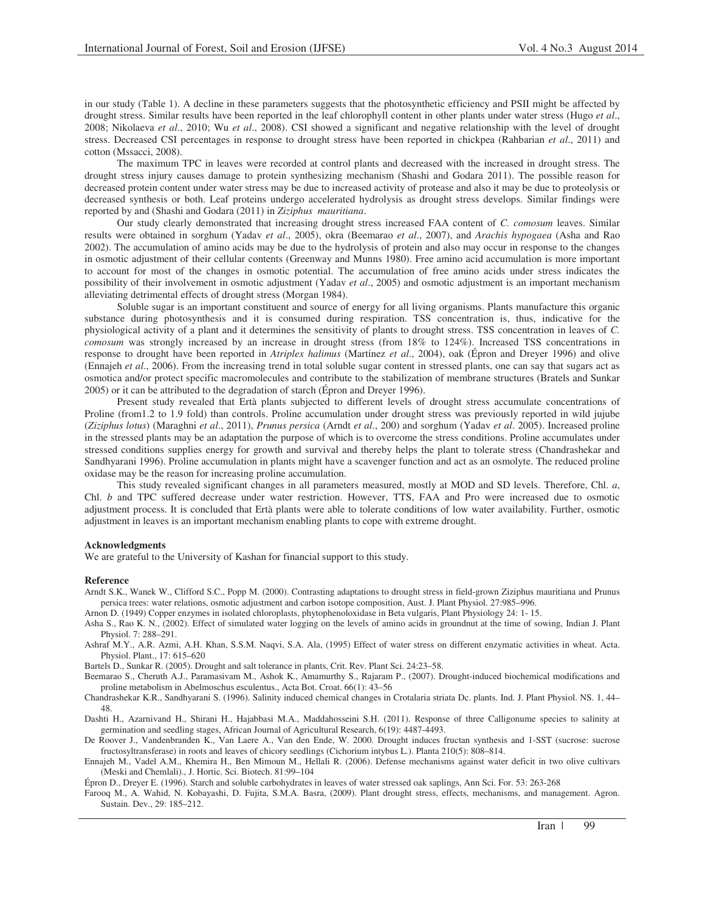in our study (Table 1). A decline in these parameters suggests that the photosynthetic efficiency and PSII might be affected by drought stress. Similar results have been reported in the leaf chlorophyll content in other plants under water stress (Hugo *et al*., 2008; Nikolaeva *et al*., 2010; Wu *et al*., 2008). CSI showed a significant and negative relationship with the level of drought stress. Decreased CSI percentages in response to drought stress have been reported in chickpea (Rahbarian *et al*., 2011) and cotton (Mssacci, 2008).

The maximum TPC in leaves were recorded at control plants and decreased with the increased in drought stress. The drought stress injury causes damage to protein synthesizing mechanism (Shashi and Godara 2011). The possible reason for decreased protein content under water stress may be due to increased activity of protease and also it may be due to proteolysis or decreased synthesis or both. Leaf proteins undergo accelerated hydrolysis as drought stress develops. Similar findings were reported by and (Shashi and Godara (2011) in *Ziziphus mauritiana*.

Our study clearly demonstrated that increasing drought stress increased FAA content of *C. comosum* leaves. Similar results were obtained in sorghum (Yadav *et al*., 2005), okra (Beemarao *et al*., 2007), and *Arachis hypogaea* (Asha and Rao 2002). The accumulation of amino acids may be due to the hydrolysis of protein and also may occur in response to the changes in osmotic adjustment of their cellular contents (Greenway and Munns 1980). Free amino acid accumulation is more important to account for most of the changes in osmotic potential. The accumulation of free amino acids under stress indicates the possibility of their involvement in osmotic adjustment (Yadav *et al*., 2005) and osmotic adjustment is an important mechanism alleviating detrimental effects of drought stress (Morgan 1984).

Soluble sugar is an important constituent and source of energy for all living organisms. Plants manufacture this organic substance during photosynthesis and it is consumed during respiration. TSS concentration is, thus, indicative for the physiological activity of a plant and it determines the sensitivity of plants to drought stress. TSS concentration in leaves of *C. comosum* was strongly increased by an increase in drought stress (from 18% to 124%). Increased TSS concentrations in response to drought have been reported in *Atriplex halimus* (Martínez *et al*., 2004), oak (Épron and Dreyer 1996) and olive (Ennajeh *et al*., 2006). From the increasing trend in total soluble sugar content in stressed plants, one can say that sugars act as osmotica and/or protect specific macromolecules and contribute to the stabilization of membrane structures (Bratels and Sunkar 2005) or it can be attributed to the degradation of starch (Épron and Dreyer 1996).

Present study revealed that Ertà plants subjected to different levels of drought stress accumulate concentrations of Proline (from1.2 to 1.9 fold) than controls. Proline accumulation under drought stress was previously reported in wild jujube (*Ziziphus lotus*) (Maraghni *et al*., 2011), *Prunus persica* (Arndt *et al*., 200) and sorghum (Yadav *et al*. 2005). Increased proline in the stressed plants may be an adaptation the purpose of which is to overcome the stress conditions. Proline accumulates under stressed conditions supplies energy for growth and survival and thereby helps the plant to tolerate stress (Chandrashekar and Sandhyarani 1996). Proline accumulation in plants might have a scavenger function and act as an osmolyte. The reduced proline oxidase may be the reason for increasing proline accumulation.

This study revealed significant changes in all parameters measured, mostly at MOD and SD levels. Therefore, Chl. *a*, Chl. *b* and TPC suffered decrease under water restriction. However, TTS, FAA and Pro were increased due to osmotic adjustment process. It is concluded that Ertà plants were able to tolerate conditions of low water availability. Further, osmotic adjustment in leaves is an important mechanism enabling plants to cope with extreme drought.

**Acknowledgments**

We are grateful to the University of Kashan for financial support to this study.

**Reference**

Arndt S.K., Wanek W., Clifford S.C., Popp M. (2000). Contrasting adaptations to drought stress in field-grown Ziziphus mauritiana and Prunus persica trees: water relations, osmotic adjustment and carbon isotope composition, Aust. J. Plant Physiol. 27:985–996.

Arnon D. (1949) Copper enzymes in isolated chloroplasts, phytophenoloxidase in Beta vulgaris, Plant Physiology 24: 1- 15.

Asha S., Rao K. N., (2002). Effect of simulated water logging on the levels of amino acids in groundnut at the time of sowing, Indian J. Plant Physiol. 7: 288–291.

Ashraf M.Y., A.R. Azmi, A.H. Khan, S.S.M. Naqvi, S.A. Ala, (1995) Effect of water stress on different enzymatic activities in wheat. Acta. Physiol. Plant., 17: 615–620

Bartels D., Sunkar R. (2005). Drought and salt tolerance in plants, Crit. Rev. Plant Sci. 24:23–58.

Beemarao S., Cheruth A.J., Paramasivam M., Ashok K., Amamurthy S., Rajaram P., (2007). Drought-induced biochemical modifications and proline metabolism in Abelmoschus esculentus., Acta Bot. Croat. 66(1): 43–56

Chandrashekar K.R., Sandhyarani S. (1996). Salinity induced chemical changes in Crotalaria striata Dc. plants. Ind. J. Plant Physiol. NS. 1, 44–48.

Dashti H., Azarnivand H., Shirani H., Hajabbasi M.A., Maddahosseini S.H. (2011). Response of three Calligonume species to salinity at germination and seedling stages, African Journal of Agricultural Research, 6(19): 4487-4493.

De Roover J., Vandenbranden K., Van Laere A., Van den Ende, W. 2000. Drought induces fructan synthesis and 1-SST (sucrose: sucrose fructosyltransferase) in roots and leaves of chicory seedlings (Cichorium intybus L.). Planta 210(5): 808–814.

Ennajeh M., Vadel A.M., Khemira H., Ben Mimoun M., Hellali R. (2006). Defense mechanisms against water deficit in two olive cultivars (Meski and Chemlali)., J. Hortic. Sci. Biotech. 81:99–104

Épron D., Dreyer E. (1996). Starch and soluble carbohydrates in leaves of water stressed oak saplings, Ann Sci. For. 53: 263-268

Farooq M., A. Wahid, N. Kobayashi, D. Fujita, S.M.A. Basra, (2009). Plant drought stress, effects, mechanisms, and management. Agron. Sustain. Dev., 29: 185–212.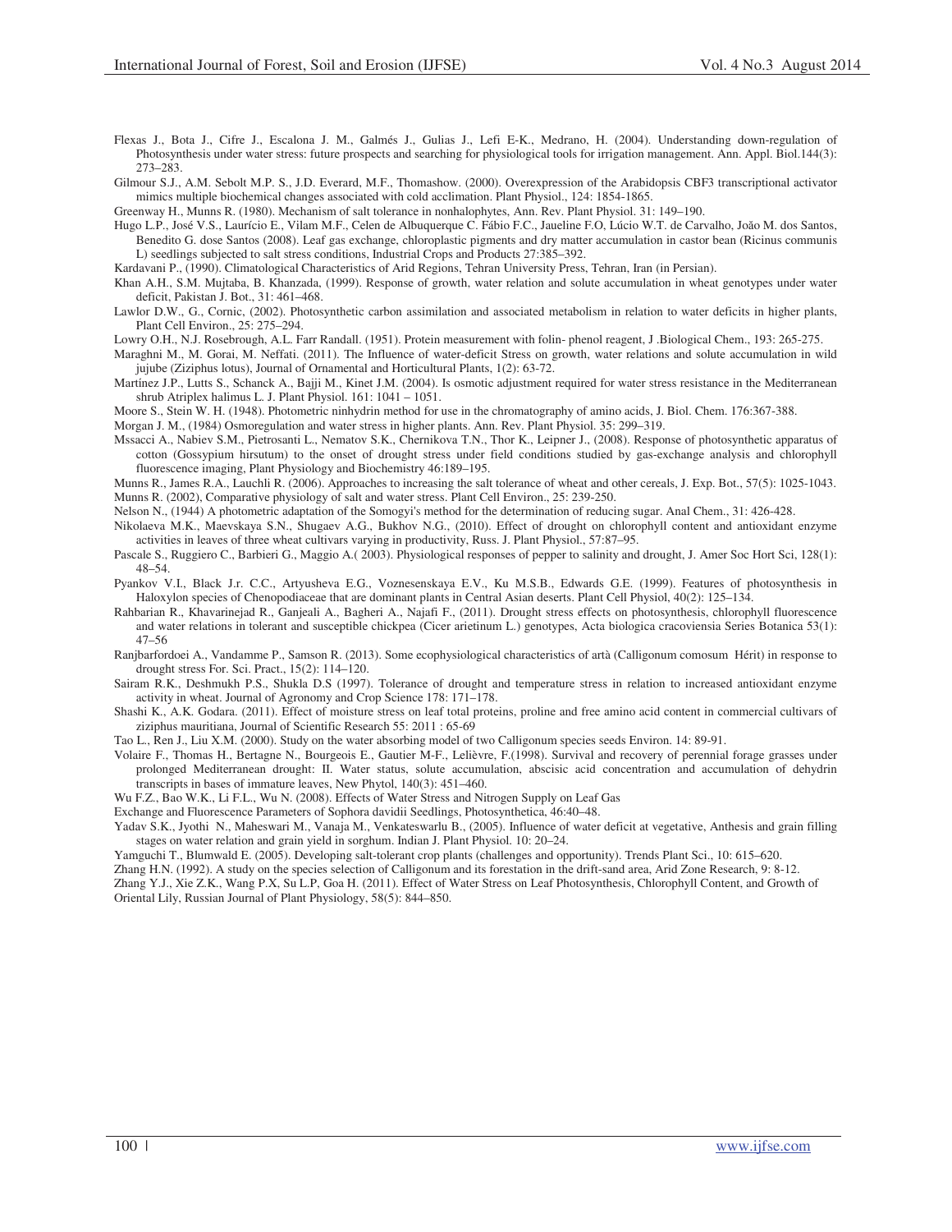Flexas J., Bota J., Cifre J., Escalona J. M., Galmés J., Gulias J., Lefi E-K., Medrano, H. (2004). Understanding down-regulation of Photosynthesis under water stress: future prospects and searching for physiological tools for irrigation management. Ann. Appl. Biol.144(3): 273–283.

Gilmour S.J., A.M. Sebolt M.P. S., J.D. Everard, M.F., Thomashow. (2000). Overexpression of the Arabidopsis CBF3 transcriptional activator mimics multiple biochemical changes associated with cold acclimation. Plant Physiol., 124: 1854-1865.

Greenway H., Munns R. (1980). Mechanism of salt tolerance in nonhalophytes, Ann. Rev. Plant Physiol. 31: 149–190.

Hugo L.P., José V.S., Laurício E., Vilam M.F., Celen de Albuquerque C. Fábio F.C., Jaueline F.O, Lúcio W.T. de Carvalho, João M. dos Santos, Benedito G. dose Santos (2008). Leaf gas exchange, chloroplastic pigments and dry matter accumulation in castor bean (Ricinus communis L) seedlings subjected to salt stress conditions, Industrial Crops and Products 27:385–392.

Kardavani P., (1990). Climatological Characteristics of Arid Regions, Tehran University Press, Tehran, Iran (in Persian).

Khan A.H., S.M. Mujtaba, B. Khanzada, (1999). Response of growth, water relation and solute accumulation in wheat genotypes under water deficit, Pakistan J. Bot., 31: 461–468.

Lawlor D.W., G., Cornic, (2002). Photosynthetic carbon assimilation and associated metabolism in relation to water deficits in higher plants, Plant Cell Environ., 25: 275–294.

Lowry O.H., N.J. Rosebrough, A.L. Farr Randall. (1951). Protein measurement with folin- phenol reagent, J .Biological Chem., 193: 265-275.

Maraghni M., M. Gorai, M. Neffati. (2011). The Influence of water-deficit Stress on growth, water relations and solute accumulation in wild jujube (Ziziphus lotus), Journal of Ornamental and Horticultural Plants, 1(2): 63-72.

Martínez J.P., Lutts S., Schanck A., Bajji M., Kinet J.M. (2004). Is osmotic adjustment required for water stress resistance in the Mediterranean shrub Atriplex halimus L. J. Plant Physiol. 161: 1041 – 1051.

Moore S., Stein W. H. (1948). Photometric ninhydrin method for use in the chromatography of amino acids, J. Biol. Chem. 176:367-388.

Morgan J. M., (1984) Osmoregulation and water stress in higher plants. Ann. Rev. Plant Physiol. 35: 299–319.

Mssacci A., Nabiev S.M., Pietrosanti L., Nematov S.K., Chernikova T.N., Thor K., Leipner J., (2008). Response of photosynthetic apparatus of cotton (Gossypium hirsutum) to the onset of drought stress under field conditions studied by gas-exchange analysis and chlorophyll fluorescence imaging, Plant Physiology and Biochemistry 46:189–195.

Munns R., James R.A., Lauchli R. (2006). Approaches to increasing the salt tolerance of wheat and other cereals, J. Exp. Bot., 57(5): 1025-1043.

Munns R. (2002), Comparative physiology of salt and water stress. Plant Cell Environ., 25: 239-250.

Nelson N., (1944) A photometric adaptation of the Somogyi's method for the determination of reducing sugar. Anal Chem., 31: 426-428.

Nikolaeva M.K., Maevskaya S.N., Shugaev A.G., Bukhov N.G., (2010). Effect of drought on chlorophyll content and antioxidant enzyme activities in leaves of three wheat cultivars varying in productivity, Russ. J. Plant Physiol., 57:87–95.

Pascale S., Ruggiero C., Barbieri G., Maggio A.( 2003). Physiological responses of pepper to salinity and drought, J. Amer Soc Hort Sci, 128(1): 48–54.

Pyankov V.I., Black J.r. C.C., Artyusheva E.G., Voznesenskaya E.V., Ku M.S.B., Edwards G.E. (1999). Features of photosynthesis in Haloxylon species of Chenopodiaceae that are dominant plants in Central Asian deserts. Plant Cell Physiol, 40(2): 125–134.

Rahbarian R., Khavarinejad R., Ganjeali A., Bagheri A., Najafi F., (2011). Drought stress effects on photosynthesis, chlorophyll fluorescence and water relations in tolerant and susceptible chickpea (Cicer arietinum L.) genotypes, Acta biologica cracoviensia Series Botanica 53(1): 47–56

Ranjbarfordoei A., Vandamme P., Samson R. (2013). Some ecophysiological characteristics of artà (Calligonum comosum Hérit) in response to drought stress For. Sci. Pract., 15(2): 114–120.

Sairam R.K., Deshmukh P.S., Shukla D.S (1997). Tolerance of drought and temperature stress in relation to increased antioxidant enzyme activity in wheat. Journal of Agronomy and Crop Science 178: 171–178.

Shashi K., A.K. Godara. (2011). Effect of moisture stress on leaf total proteins, proline and free amino acid content in commercial cultivars of ziziphus mauritiana, Journal of Scientific Research 55: 2011 : 65-69

Tao L., Ren J., Liu X.M. (2000). Study on the water absorbing model of two Calligonum species seeds Environ. 14: 89-91.

Volaire F., Thomas H., Bertagne N., Bourgeois E., Gautier M-F., Lelièvre, F.(1998). Survival and recovery of perennial forage grasses under prolonged Mediterranean drought: II. Water status, solute accumulation, abscisic acid concentration and accumulation of dehydrin transcripts in bases of immature leaves, New Phytol, 140(3): 451–460.

Wu F.Z., Bao W.K., Li F.L., Wu N. (2008). Effects of Water Stress and Nitrogen Supply on Leaf Gas
Exchange and Fluorescence Parameters of Sophora davidii Seedlings, Photosynthetica, 46:40–48.

Yadav S.K., Jyothi N., Maheswari M., Vanaja M., Venkateswarlu B., (2005). Influence of water deficit at vegetative, Anthesis and grain filling stages on water relation and grain yield in sorghum. Indian J. Plant Physiol. 10: 20–24.

Yamguchi T., Blumwald E. (2005). Developing salt-tolerant crop plants (challenges and opportunity). Trends Plant Sci., 10: 615–620.

Zhang H.N. (1992). A study on the species selection of Calligonum and its forestation in the drift-sand area, Arid Zone Research, 9: 8-12.

Zhang Y.J., Xie Z.K., Wang P.X, Su L.P, Goa H. (2011). Effect of Water Stress on Leaf Photosynthesis, Chlorophyll Content, and Growth of Oriental Lily, Russian Journal of Plant Physiology, 58(5): 844–850.